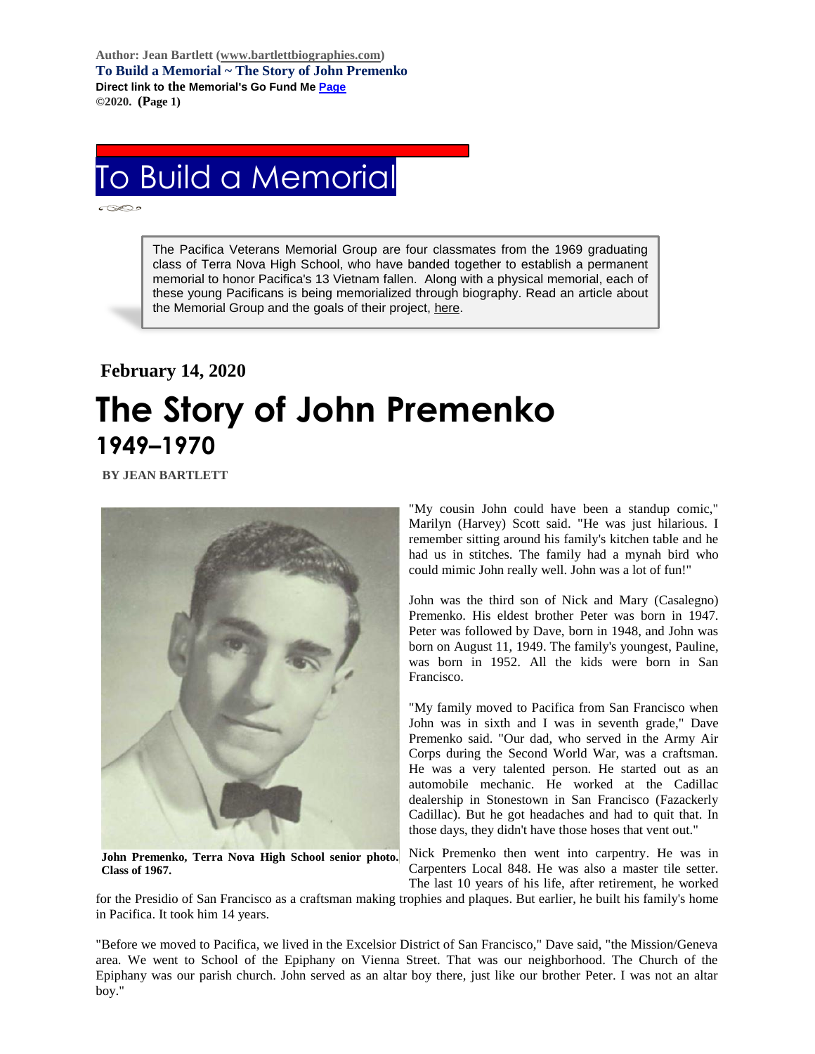**Author: Jean Bartlett (www.bartlettbiographies.com)**
**To Build a Memorial ~ The Story of John Premenko**
**Direct link to the Memorial's Go Fund Me Page**
**©2020. (Page 1)**

# To Build a Memorial

> The Pacifica Veterans Memorial Group are four classmates from the 1969 graduating class of Terra Nova High School, who have banded together to establish a permanent memorial to honor Pacifica's 13 Vietnam fallen. Along with a physical memorial, each of these young Pacificans is being memorialized through biography. Read an article about the Memorial Group and the goals of their project, here.

**February 14, 2020**

# The Story of John Premenko

## 1949–1970

**BY JEAN BARTLETT**

**John Premenko, Terra Nova High School senior photo. Class of 1967.**

"My cousin John could have been a standup comic," Marilyn (Harvey) Scott said. "He was just hilarious. I remember sitting around his family's kitchen table and he had us in stitches. The family had a mynah bird who could mimic John really well. John was a lot of fun!"

John was the third son of Nick and Mary (Casalegno) Premenko. His eldest brother Peter was born in 1947. Peter was followed by Dave, born in 1948, and John was born on August 11, 1949. The family's youngest, Pauline, was born in 1952. All the kids were born in San Francisco.

"My family moved to Pacifica from San Francisco when John was in sixth and I was in seventh grade," Dave Premenko said. "Our dad, who served in the Army Air Corps during the Second World War, was a craftsman. He was a very talented person. He started out as an automobile mechanic. He worked at the Cadillac dealership in Stonestown in San Francisco (Fazackerly Cadillac). But he got headaches and had to quit that. In those days, they didn't have those hoses that vent out."

Nick Premenko then went into carpentry. He was in Carpenters Local 848. He was also a master tile setter. The last 10 years of his life, after retirement, he worked for the Presidio of San Francisco as a craftsman making trophies and plaques. But earlier, he built his family's home in Pacifica. It took him 14 years.

"Before we moved to Pacifica, we lived in the Excelsior District of San Francisco," Dave said, "the Mission/Geneva area. We went to School of the Epiphany on Vienna Street. That was our neighborhood. The Church of the Epiphany was our parish church. John served as an altar boy there, just like our brother Peter. I was not an altar boy."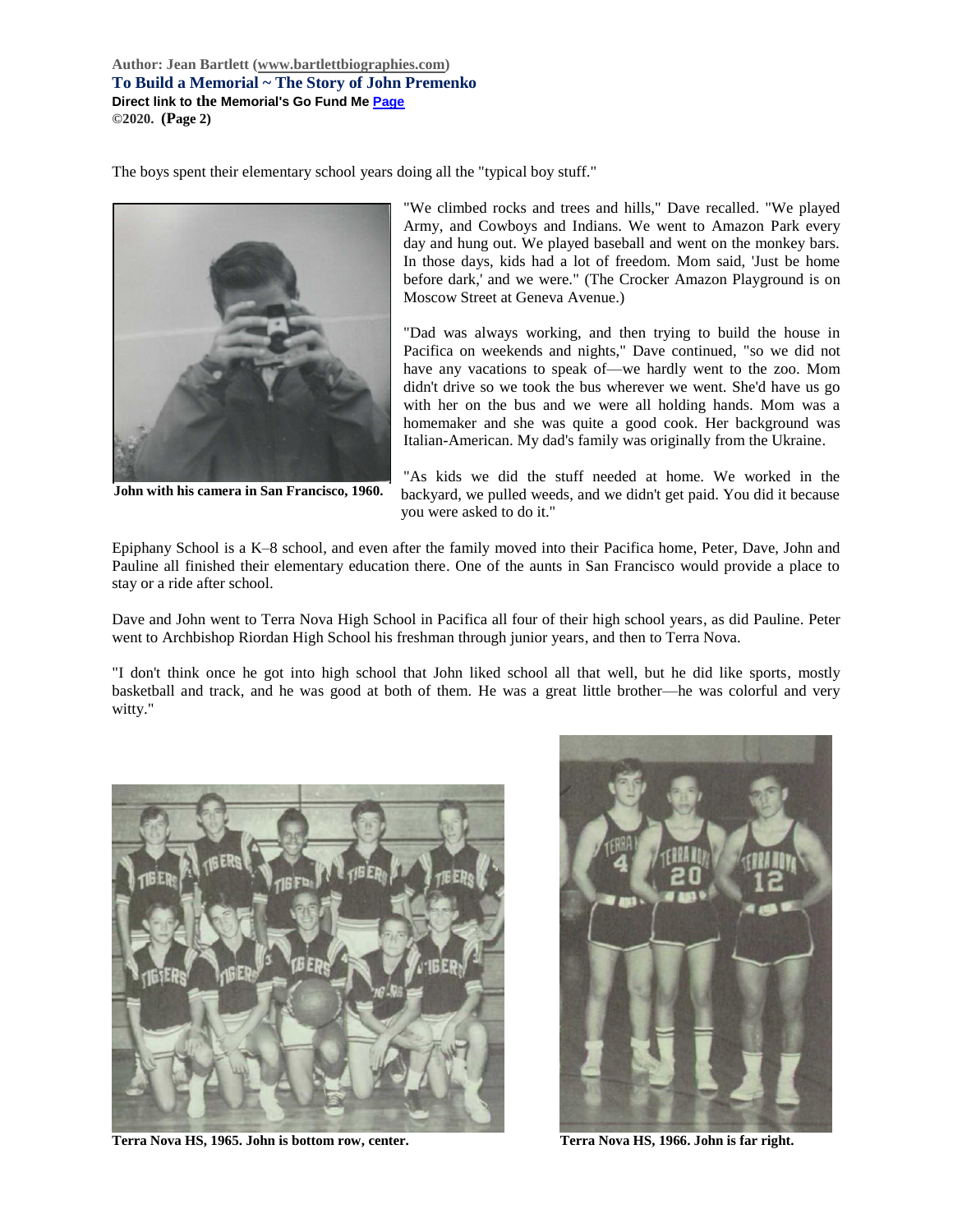The boys spent their elementary school years doing all the "typical boy stuff."

"We climbed rocks and trees and hills," Dave recalled. "We played Army, and Cowboys and Indians. We went to Amazon Park every day and hung out. We played baseball and went on the monkey bars. In those days, kids had a lot of freedom. Mom said, 'Just be home before dark,' and we were." (The Crocker Amazon Playground is on Moscow Street at Geneva Avenue.)

**John with his camera in San Francisco, 1960.**

"Dad was always working, and then trying to build the house in Pacifica on weekends and nights," Dave continued, "so we did not have any vacations to speak of—we hardly went to the zoo. Mom didn't drive so we took the bus wherever we went. She'd have us go with her on the bus and we were all holding hands. Mom was a homemaker and she was quite a good cook. Her background was Italian-American. My dad's family was originally from the Ukraine.

"As kids we did the stuff needed at home. We worked in the backyard, we pulled weeds, and we didn't get paid. You did it because you were asked to do it."

Epiphany School is a K–8 school, and even after the family moved into their Pacifica home, Peter, Dave, John and Pauline all finished their elementary education there. One of the aunts in San Francisco would provide a place to stay or a ride after school.

Dave and John went to Terra Nova High School in Pacifica all four of their high school years, as did Pauline. Peter went to Archbishop Riordan High School his freshman through junior years, and then to Terra Nova.

"I don't think once he got into high school that John liked school all that well, but he did like sports, mostly basketball and track, and he was good at both of them. He was a great little brother—he was colorful and very witty."

**Terra Nova HS, 1965. John is bottom row, center.**

**Terra Nova HS, 1966. John is far right.**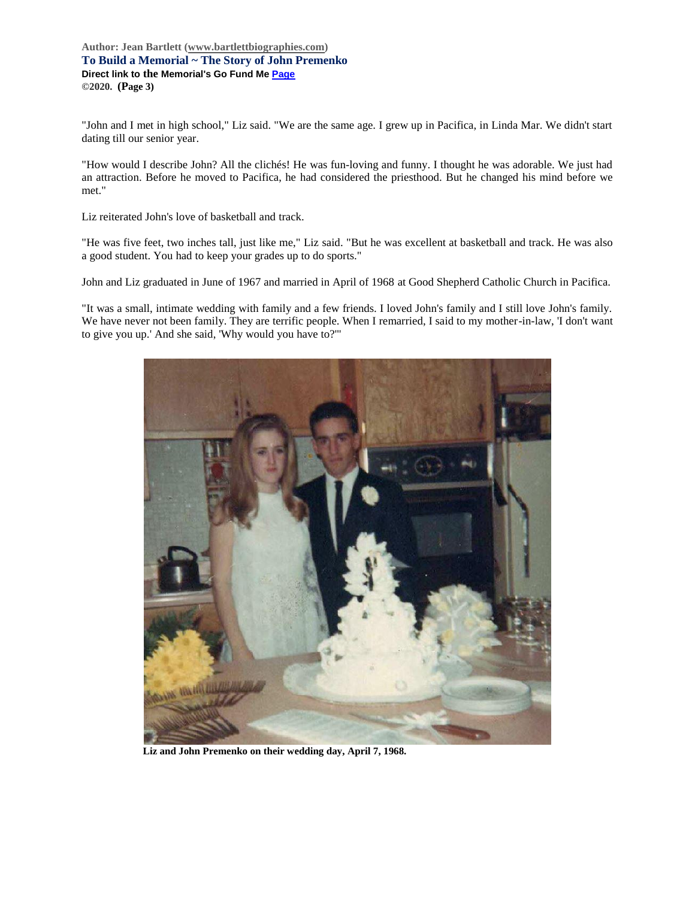"John and I met in high school," Liz said. "We are the same age. I grew up in Pacifica, in Linda Mar. We didn't start dating till our senior year.

"How would I describe John? All the clichés! He was fun-loving and funny. I thought he was adorable. We just had an attraction. Before he moved to Pacifica, he had considered the priesthood. But he changed his mind before we met."

Liz reiterated John's love of basketball and track.

"He was five feet, two inches tall, just like me," Liz said. "But he was excellent at basketball and track. He was also a good student. You had to keep your grades up to do sports."

John and Liz graduated in June of 1967 and married in April of 1968 at Good Shepherd Catholic Church in Pacifica.

"It was a small, intimate wedding with family and a few friends. I loved John's family and I still love John's family. We have never not been family. They are terrific people. When I remarried, I said to my mother-in-law, 'I don't want to give you up.' And she said, 'Why would you have to?'"

**Liz and John Premenko on their wedding day, April 7, 1968.**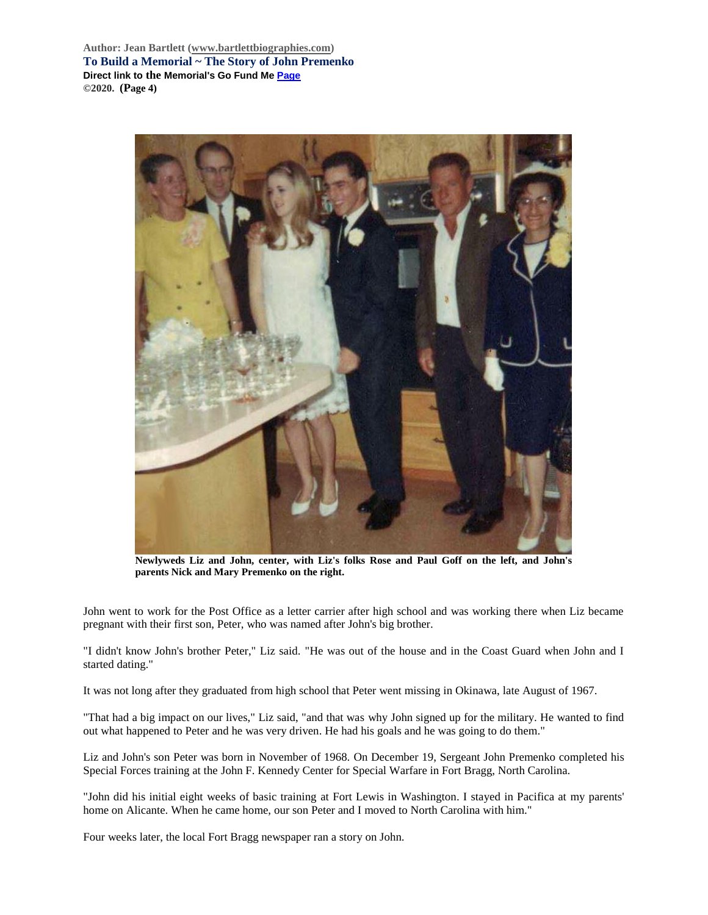Newlyweds Liz and John, center, with Liz's folks Rose and Paul Goff on the left, and John's parents Nick and Mary Premenko on the right.

John went to work for the Post Office as a letter carrier after high school and was working there when Liz became pregnant with their first son, Peter, who was named after John's big brother.

"I didn't know John's brother Peter," Liz said. "He was out of the house and in the Coast Guard when John and I started dating."

It was not long after they graduated from high school that Peter went missing in Okinawa, late August of 1967.

"That had a big impact on our lives," Liz said, "and that was why John signed up for the military. He wanted to find out what happened to Peter and he was very driven. He had his goals and he was going to do them."

Liz and John's son Peter was born in November of 1968. On December 19, Sergeant John Premenko completed his Special Forces training at the John F. Kennedy Center for Special Warfare in Fort Bragg, North Carolina.

"John did his initial eight weeks of basic training at Fort Lewis in Washington. I stayed in Pacifica at my parents' home on Alicante. When he came home, our son Peter and I moved to North Carolina with him."

Four weeks later, the local Fort Bragg newspaper ran a story on John.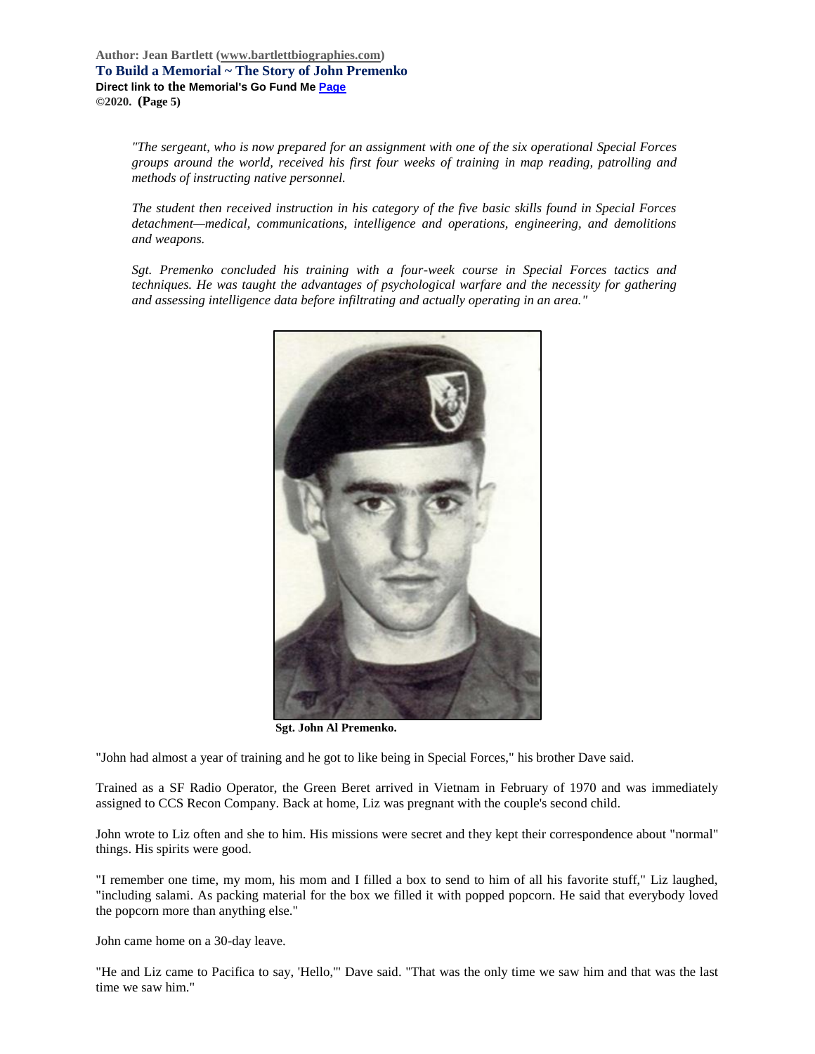*"The sergeant, who is now prepared for an assignment with one of the six operational Special Forces groups around the world, received his first four weeks of training in map reading, patrolling and methods of instructing native personnel.*

*The student then received instruction in his category of the five basic skills found in Special Forces detachment—medical, communications, intelligence and operations, engineering, and demolitions and weapons.*

*Sgt. Premenko concluded his training with a four-week course in Special Forces tactics and techniques. He was taught the advantages of psychological warfare and the necessity for gathering and assessing intelligence data before infiltrating and actually operating in an area."*

**Sgt. John Al Premenko.**

"John had almost a year of training and he got to like being in Special Forces," his brother Dave said.

Trained as a SF Radio Operator, the Green Beret arrived in Vietnam in February of 1970 and was immediately assigned to CCS Recon Company. Back at home, Liz was pregnant with the couple's second child.

John wrote to Liz often and she to him. His missions were secret and they kept their correspondence about "normal" things. His spirits were good.

"I remember one time, my mom, his mom and I filled a box to send to him of all his favorite stuff," Liz laughed, "including salami. As packing material for the box we filled it with popped popcorn. He said that everybody loved the popcorn more than anything else."

John came home on a 30-day leave.

"He and Liz came to Pacifica to say, 'Hello,'" Dave said. "That was the only time we saw him and that was the last time we saw him."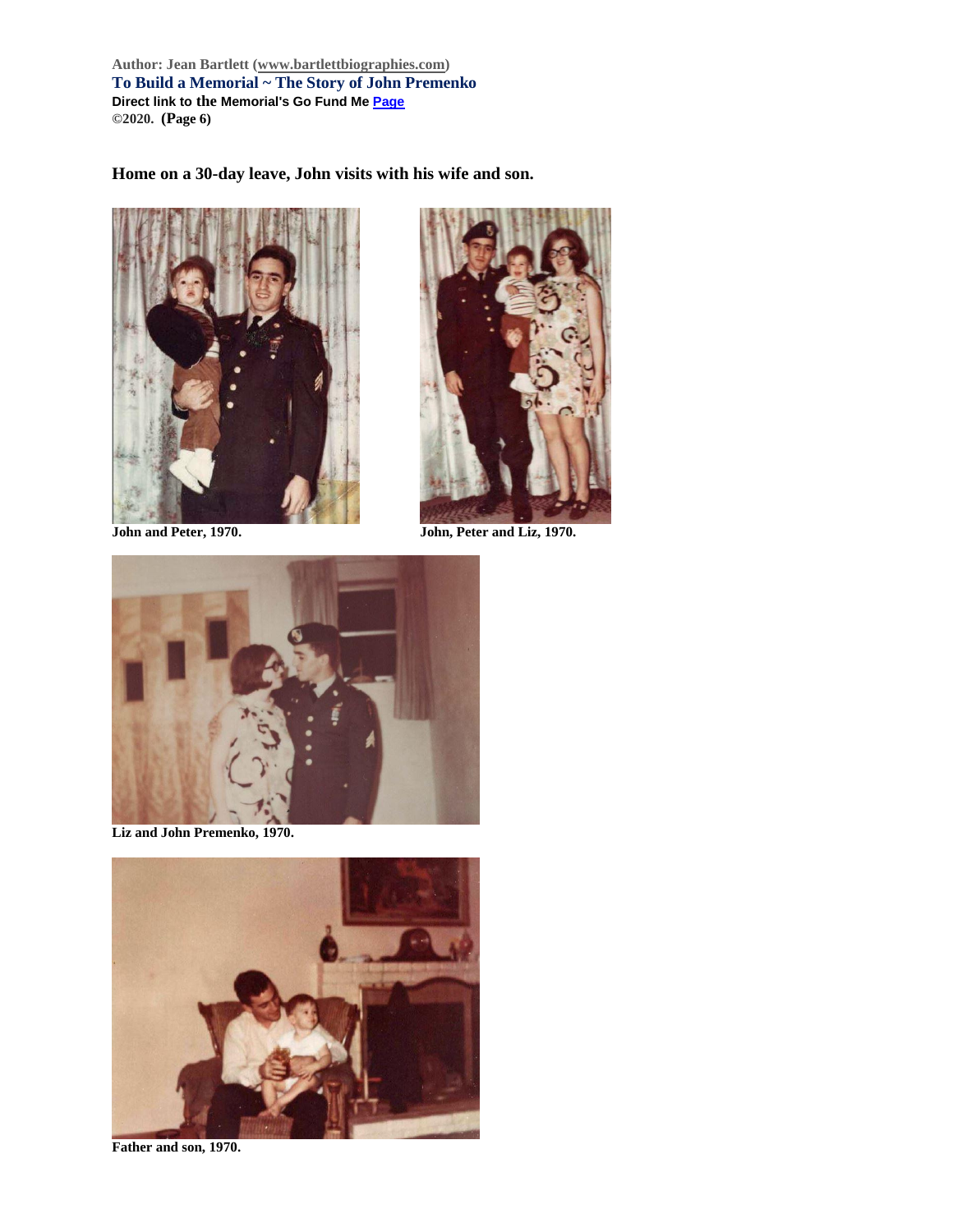Author: Jean Bartlett (www.bartlettbiographies.com)

**To Build a Memorial ~ The Story of John Premenko**

**Direct link to the Memorial's Go Fund Me Page**

**©2020. (Page 6)**

**Home on a 30-day leave, John visits with his wife and son.**

**John and Peter, 1970.**

**John, Peter and Liz, 1970.**

**Liz and John Premenko, 1970.**

**Father and son, 1970.**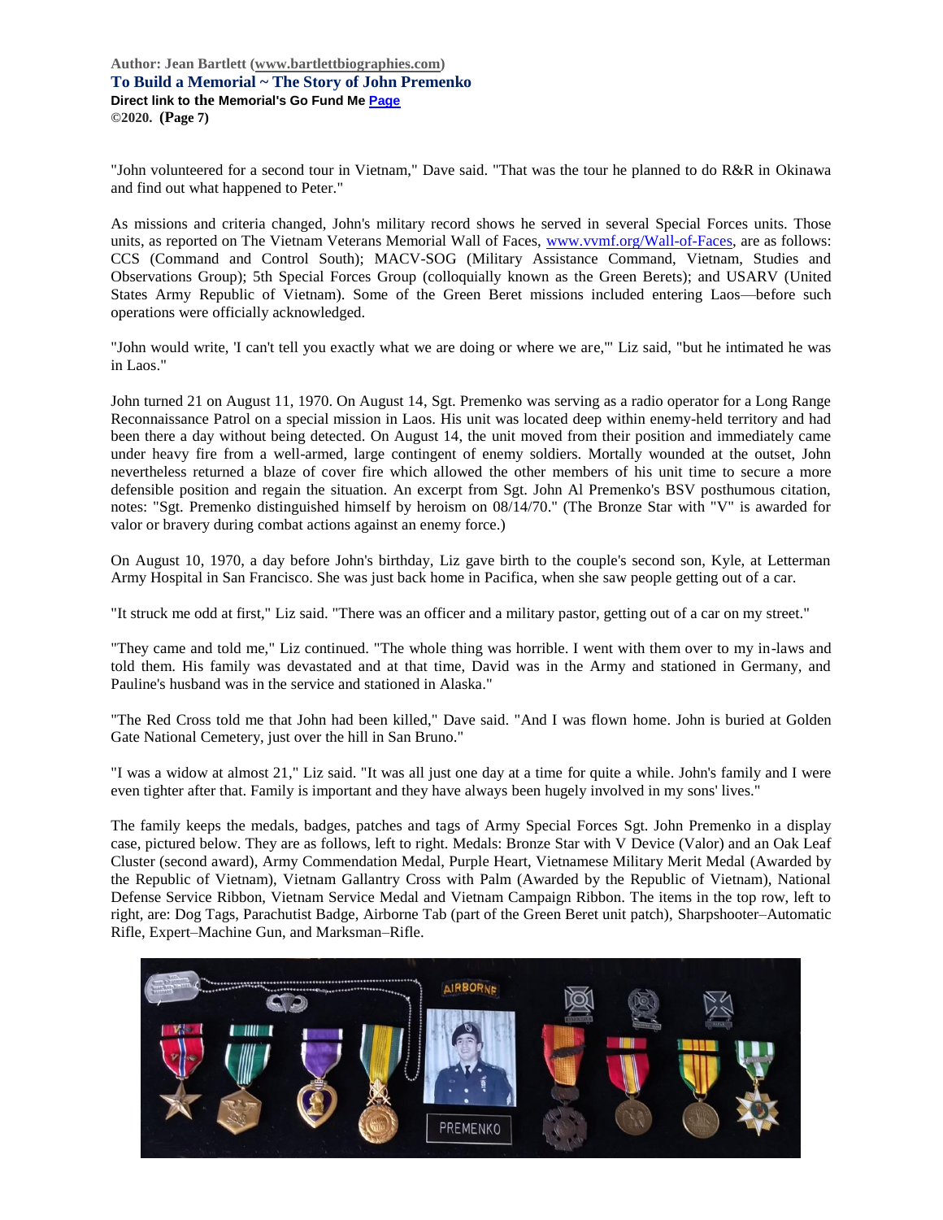"John volunteered for a second tour in Vietnam," Dave said. "That was the tour he planned to do R&R in Okinawa and find out what happened to Peter."

As missions and criteria changed, John's military record shows he served in several Special Forces units. Those units, as reported on The Vietnam Veterans Memorial Wall of Faces, www.vvmf.org/Wall-of-Faces, are as follows: CCS (Command and Control South); MACV-SOG (Military Assistance Command, Vietnam, Studies and Observations Group); 5th Special Forces Group (colloquially known as the Green Berets); and USARV (United States Army Republic of Vietnam). Some of the Green Beret missions included entering Laos—before such operations were officially acknowledged.

"John would write, 'I can't tell you exactly what we are doing or where we are,'" Liz said, "but he intimated he was in Laos."

John turned 21 on August 11, 1970. On August 14, Sgt. Premenko was serving as a radio operator for a Long Range Reconnaissance Patrol on a special mission in Laos. His unit was located deep within enemy-held territory and had been there a day without being detected. On August 14, the unit moved from their position and immediately came under heavy fire from a well-armed, large contingent of enemy soldiers. Mortally wounded at the outset, John nevertheless returned a blaze of cover fire which allowed the other members of his unit time to secure a more defensible position and regain the situation. An excerpt from Sgt. John Al Premenko's BSV posthumous citation, notes: "Sgt. Premenko distinguished himself by heroism on 08/14/70." (The Bronze Star with "V" is awarded for valor or bravery during combat actions against an enemy force.)

On August 10, 1970, a day before John's birthday, Liz gave birth to the couple's second son, Kyle, at Letterman Army Hospital in San Francisco. She was just back home in Pacifica, when she saw people getting out of a car.

"It struck me odd at first," Liz said. "There was an officer and a military pastor, getting out of a car on my street."

"They came and told me," Liz continued. "The whole thing was horrible. I went with them over to my in-laws and told them. His family was devastated and at that time, David was in the Army and stationed in Germany, and Pauline's husband was in the service and stationed in Alaska."

"The Red Cross told me that John had been killed," Dave said. "And I was flown home. John is buried at Golden Gate National Cemetery, just over the hill in San Bruno."

"I was a widow at almost 21," Liz said. "It was all just one day at a time for quite a while. John's family and I were even tighter after that. Family is important and they have always been hugely involved in my sons' lives."

The family keeps the medals, badges, patches and tags of Army Special Forces Sgt. John Premenko in a display case, pictured below. They are as follows, left to right. Medals: Bronze Star with V Device (Valor) and an Oak Leaf Cluster (second award), Army Commendation Medal, Purple Heart, Vietnamese Military Merit Medal (Awarded by the Republic of Vietnam), Vietnam Gallantry Cross with Palm (Awarded by the Republic of Vietnam), National Defense Service Ribbon, Vietnam Service Medal and Vietnam Campaign Ribbon. The items in the top row, left to right, are: Dog Tags, Parachutist Badge, Airborne Tab (part of the Green Beret unit patch), Sharpshooter–Automatic Rifle, Expert–Machine Gun, and Marksman–Rifle.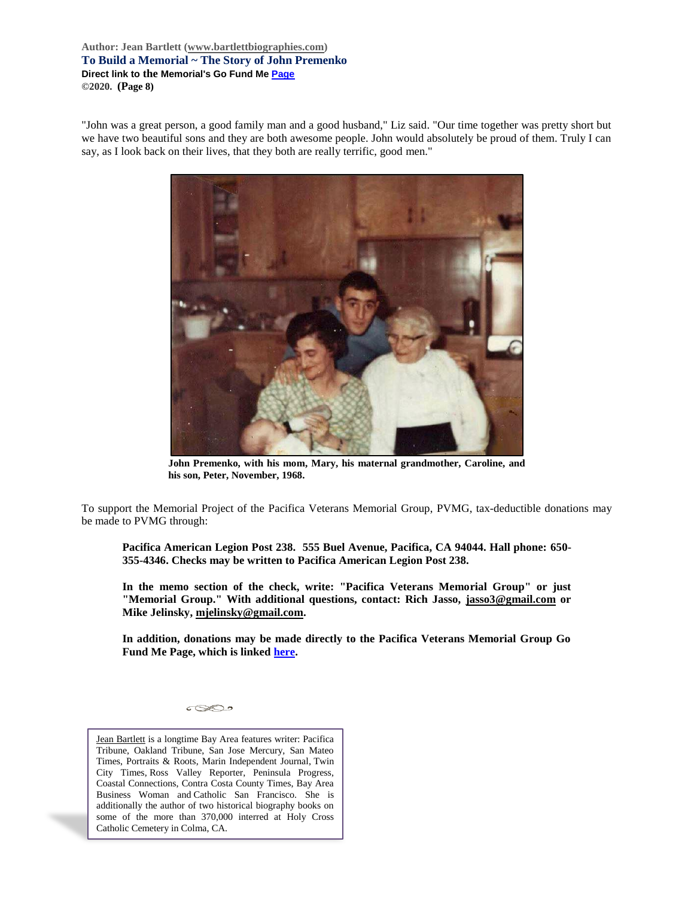"John was a great person, a good family man and a good husband," Liz said. "Our time together was pretty short but we have two beautiful sons and they are both awesome people. John would absolutely be proud of them. Truly I can say, as I look back on their lives, that they both are really terrific, good men."

**John Premenko, with his mom, Mary, his maternal grandmother, Caroline, and his son, Peter, November, 1968.**

To support the Memorial Project of the Pacifica Veterans Memorial Group, PVMG, tax-deductible donations may be made to PVMG through:

**Pacifica American Legion Post 238. 555 Buel Avenue, Pacifica, CA 94044. Hall phone: 650-355-4346. Checks may be written to Pacifica American Legion Post 238.**

**In the memo section of the check, write: "Pacifica Veterans Memorial Group" or just "Memorial Group." With additional questions, contact: Rich Jasso, jasso3@gmail.com or Mike Jelinsky, mjelinsky@gmail.com.**

**In addition, donations may be made directly to the Pacifica Veterans Memorial Group Go Fund Me Page, which is linked here.**

Jean Bartlett is a longtime Bay Area features writer: Pacifica Tribune, Oakland Tribune, San Jose Mercury, San Mateo Times, Portraits & Roots, Marin Independent Journal, Twin City Times, Ross Valley Reporter, Peninsula Progress, Coastal Connections, Contra Costa County Times, Bay Area Business Woman and Catholic San Francisco. She is additionally the author of two historical biography books on some of the more than 370,000 interred at Holy Cross Catholic Cemetery in Colma, CA.